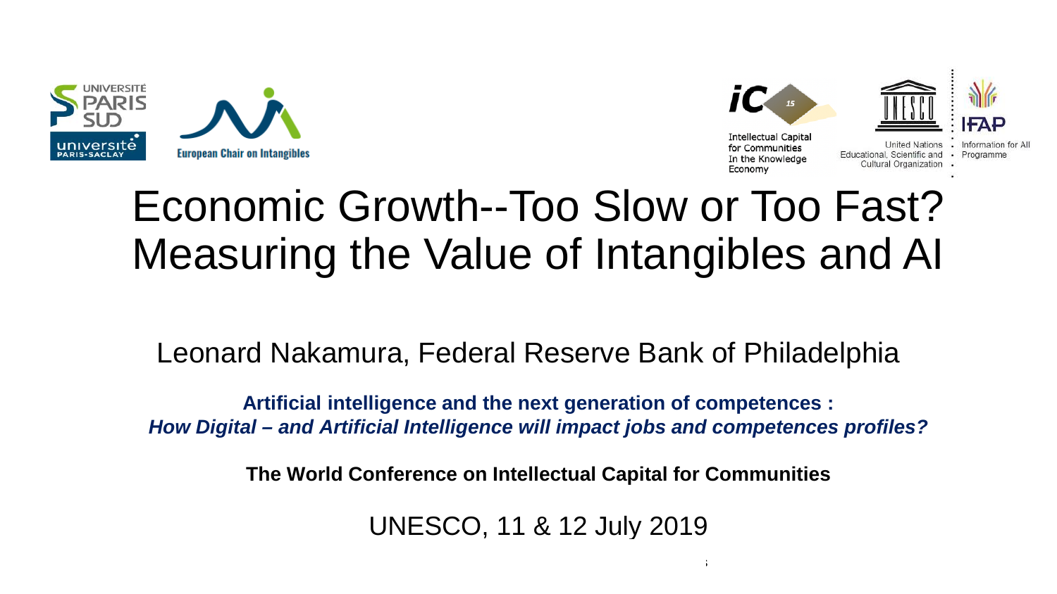UNIVERSITÉ PARIS SUD

université PARIS-SACLAY

European Chair on Intangibles

Intellectual Capital for Communities In the Knowledge Economy

United Nations Educational, Scientific and Cultural Organization

IFAP Information for All Programme

# Economic Growth--Too Slow or Too Fast? Measuring the Value of Intangibles and AI

Leonard Nakamura, Federal Reserve Bank of Philadelphia

**Artificial intelligence and the next generation of competences :**
***How Digital – and Artificial Intelligence will impact jobs and competences profiles?***

**The World Conference on Intellectual Capital for Communities**

UNESCO, 11 & 12 July 2019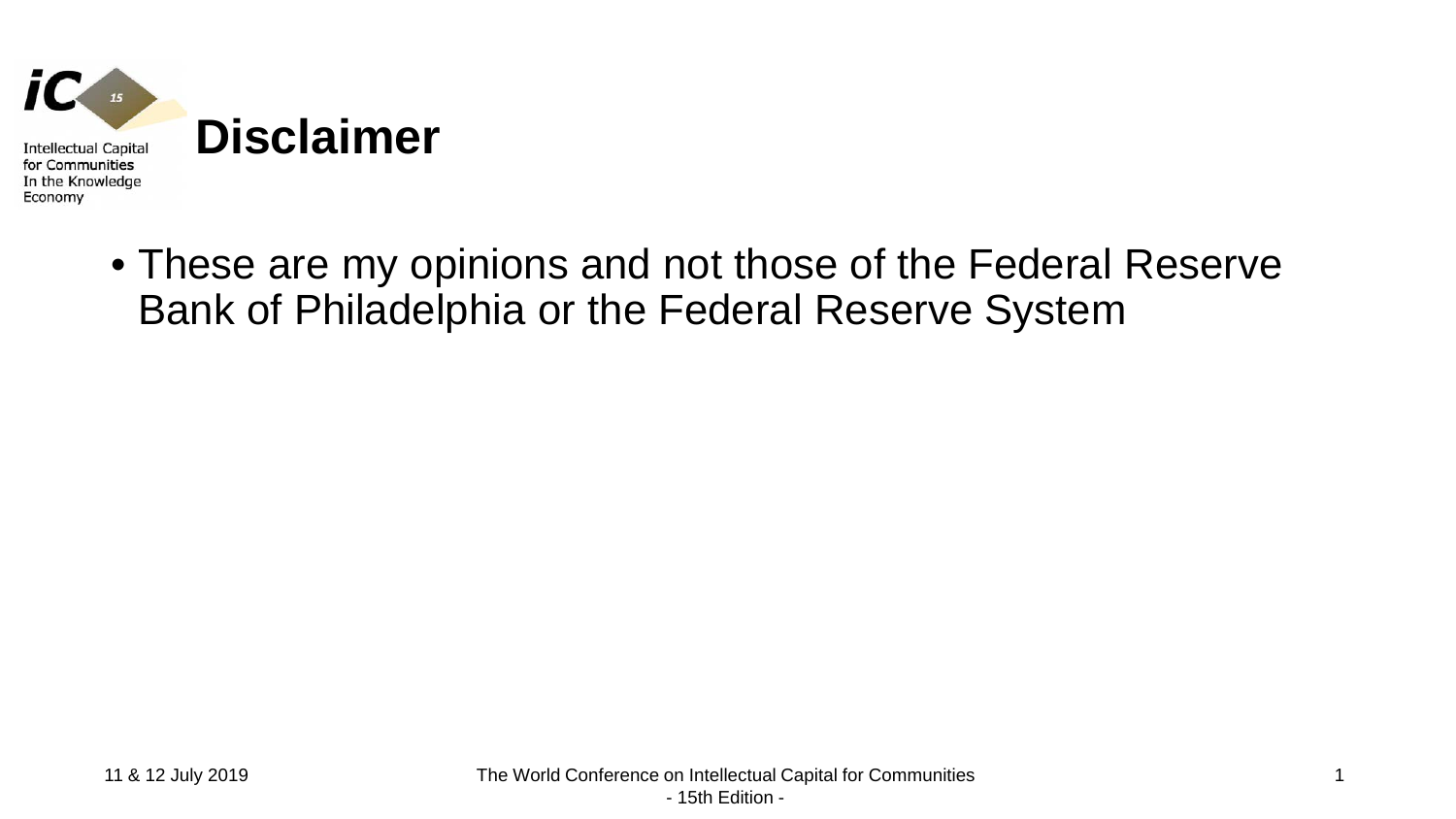# Disclaimer

- These are my opinions and not those of the Federal Reserve Bank of Philadelphia or the Federal Reserve System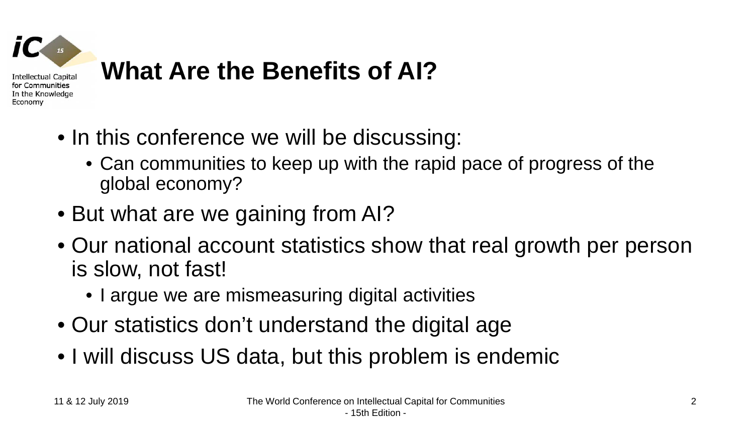# What Are the Benefits of AI?

- In this conference we will be discussing:
  - Can communities to keep up with the rapid pace of progress of the global economy?
- But what are we gaining from AI?
- Our national account statistics show that real growth per person is slow, not fast!
  - I argue we are mismeasuring digital activities
- Our statistics don't understand the digital age
- I will discuss US data, but this problem is endemic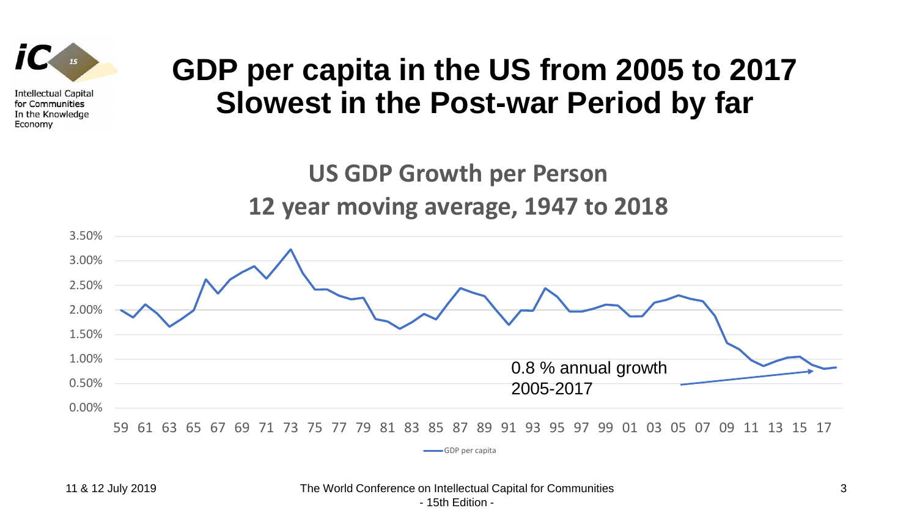# GDP per capita in the US from 2005 to 2017 Slowest in the Post-war Period by far

## US GDP Growth per Person
## 12 year moving average, 1947 to 2018

3.50%
3.00%
2.50%
2.00%
1.50%
1.00%
0.50%
0.00%

59 61 63 65 67 69 71 73 75 77 79 81 83 85 87 89 91 93 95 97 99 01 03 05 07 09 11 13 15 17

0.8 % annual growth 2005-2017

GDP per capita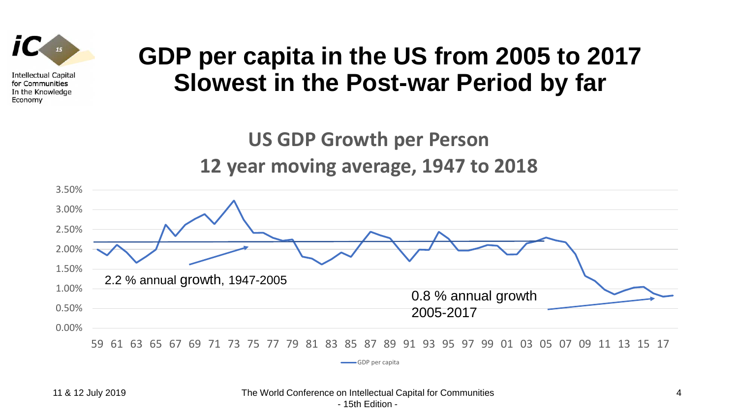# GDP per capita in the US from 2005 to 2017 Slowest in the Post-war Period by far

## US GDP Growth per Person
## 12 year moving average, 1947 to 2018

3.50%
3.00%
2.50%
2.00%
1.50%
1.00%
0.50%
0.00%

59 61 63 65 67 69 71 73 75 77 79 81 83 85 87 89 91 93 95 97 99 01 03 05 07 09 11 13 15 17

2.2 % annual growth, 1947-2005

0.8 % annual growth 2005-2017

GDP per capita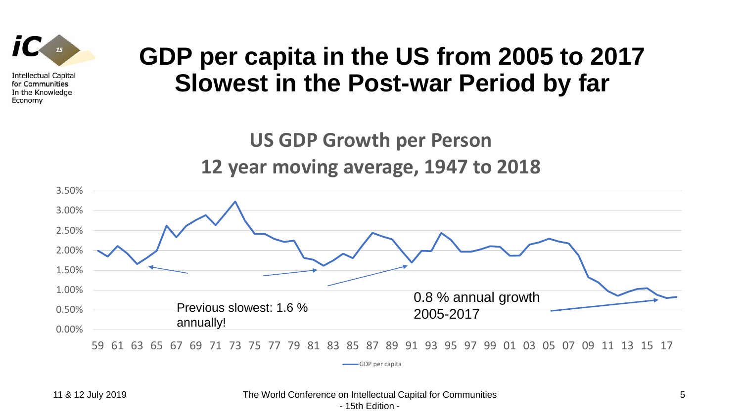# GDP per capita in the US from 2005 to 2017 Slowest in the Post-war Period by far

## US GDP Growth per Person
## 12 year moving average, 1947 to 2018

3.50%
3.00%
2.50%
2.00%
1.50%
1.00%
0.50%
0.00%

59 61 63 65 67 69 71 73 75 77 79 81 83 85 87 89 91 93 95 97 99 01 03 05 07 09 11 13 15 17

Previous slowest: 1.6 % annually!

0.8 % annual growth 2005-2017

GDP per capita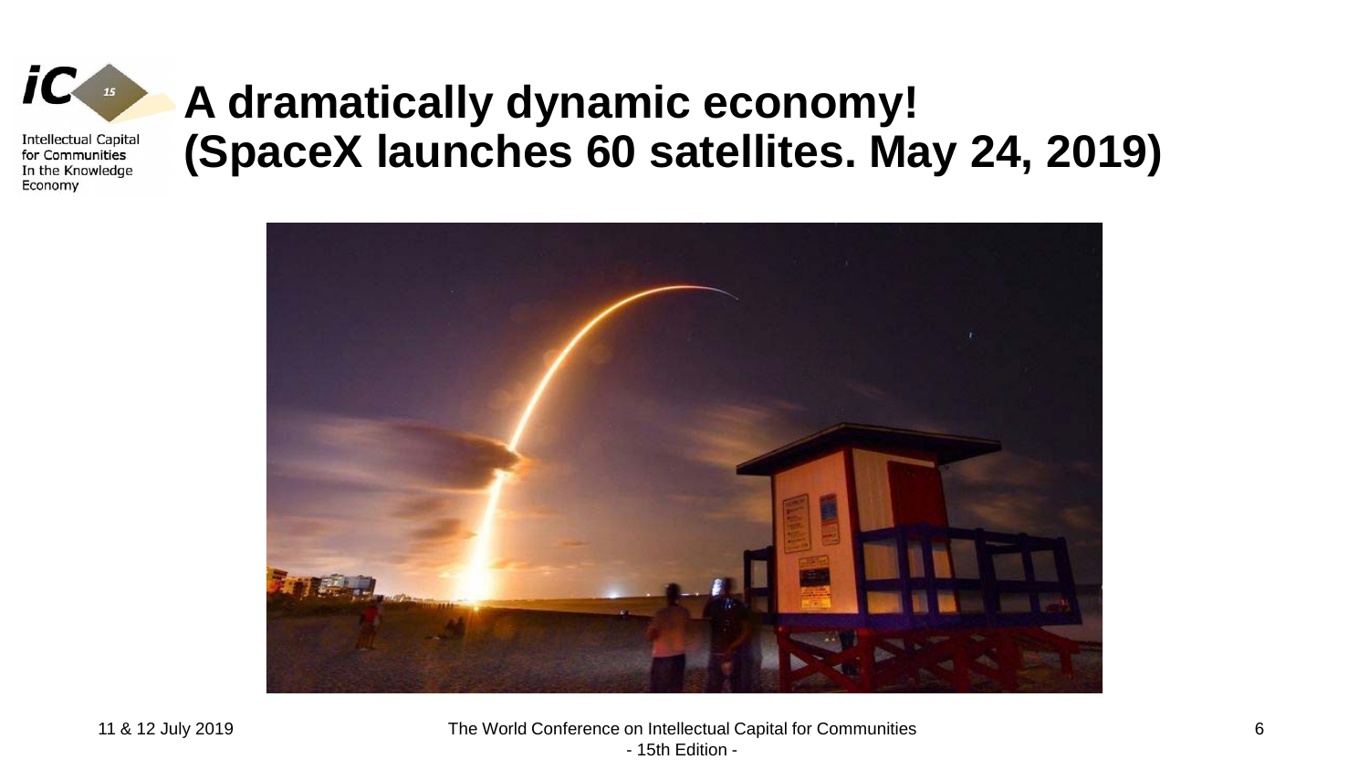# A dramatically dynamic economy!
# (SpaceX launches 60 satellites. May 24, 2019)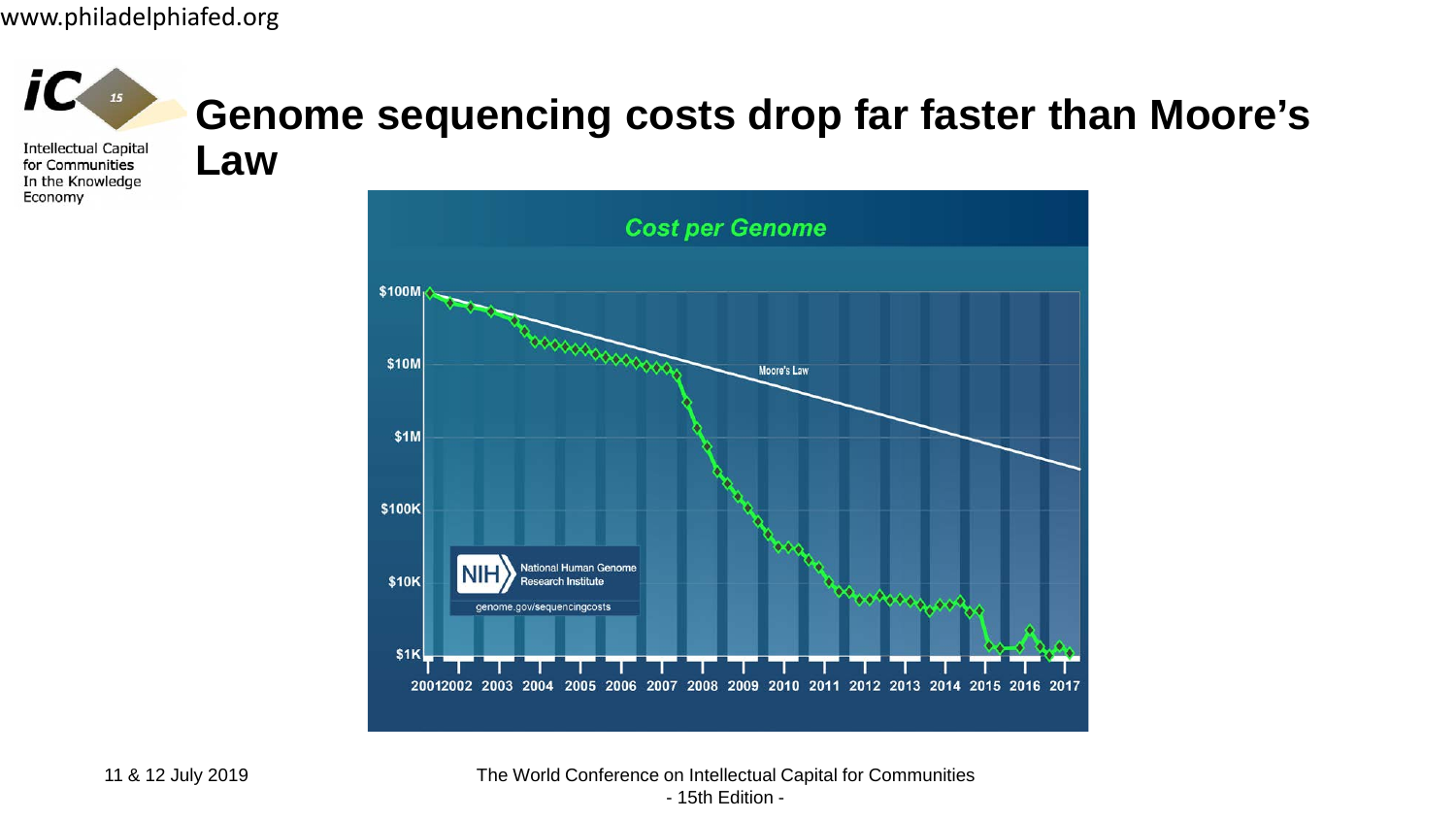# Genome sequencing costs drop far faster than Moore's Law

Cost per Genome

$100M

$10M

$1M

$100K

$10K

$1K

Moore's Law

NIH National Human Genome Research Institute

genome.gov/sequencingcosts

2001 2002 2003 2004 2005 2006 2007 2008 2009 2010 2011 2012 2013 2014 2015 2016 2017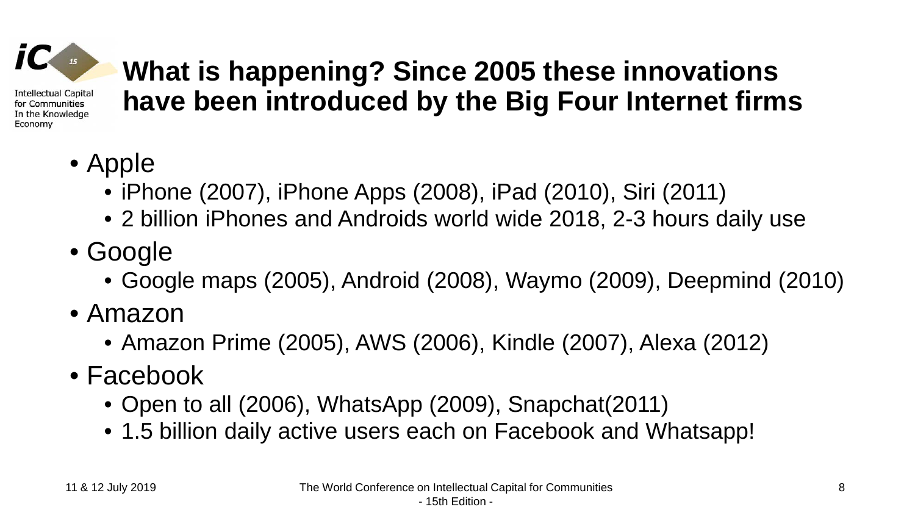# What is happening? Since 2005 these innovations have been introduced by the Big Four Internet firms

- Apple
  - iPhone (2007), iPhone Apps (2008), iPad (2010), Siri (2011)
  - 2 billion iPhones and Androids world wide 2018, 2-3 hours daily use
- Google
  - Google maps (2005), Android (2008), Waymo (2009), Deepmind (2010)
- Amazon
  - Amazon Prime (2005), AWS (2006), Kindle (2007), Alexa (2012)
- Facebook
  - Open to all (2006), WhatsApp (2009), Snapchat(2011)
  - 1.5 billion daily active users each on Facebook and Whatsapp!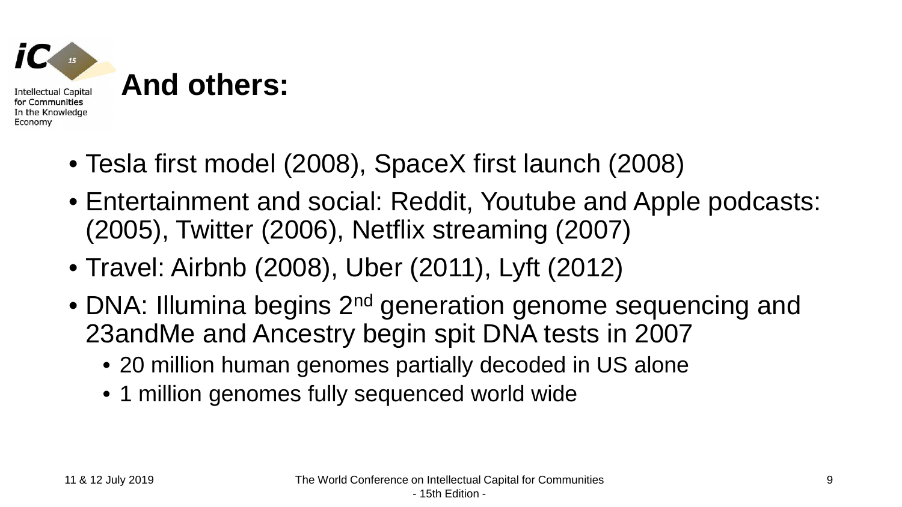# And others:

- Tesla first model (2008), SpaceX first launch (2008)
- Entertainment and social: Reddit, Youtube and Apple podcasts: (2005), Twitter (2006), Netflix streaming (2007)
- Travel: Airbnb (2008), Uber (2011), Lyft (2012)
- DNA: Illumina begins 2nd generation genome sequencing and 23andMe and Ancestry begin spit DNA tests in 2007
  - 20 million human genomes partially decoded in US alone
  - 1 million genomes fully sequenced world wide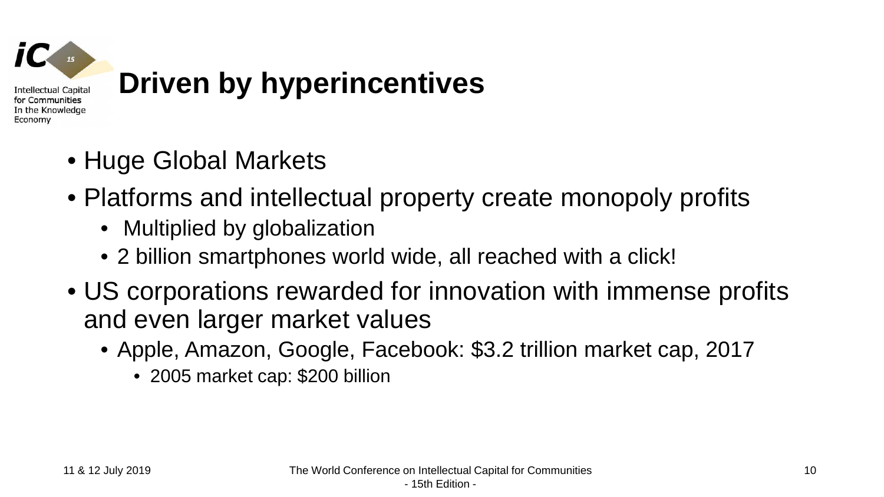# Driven by hyperincentives

- Huge Global Markets
- Platforms and intellectual property create monopoly profits
  - Multiplied by globalization
  - 2 billion smartphones world wide, all reached with a click!
- US corporations rewarded for innovation with immense profits and even larger market values
  - Apple, Amazon, Google, Facebook: $3.2 trillion market cap, 2017
    - 2005 market cap: $200 billion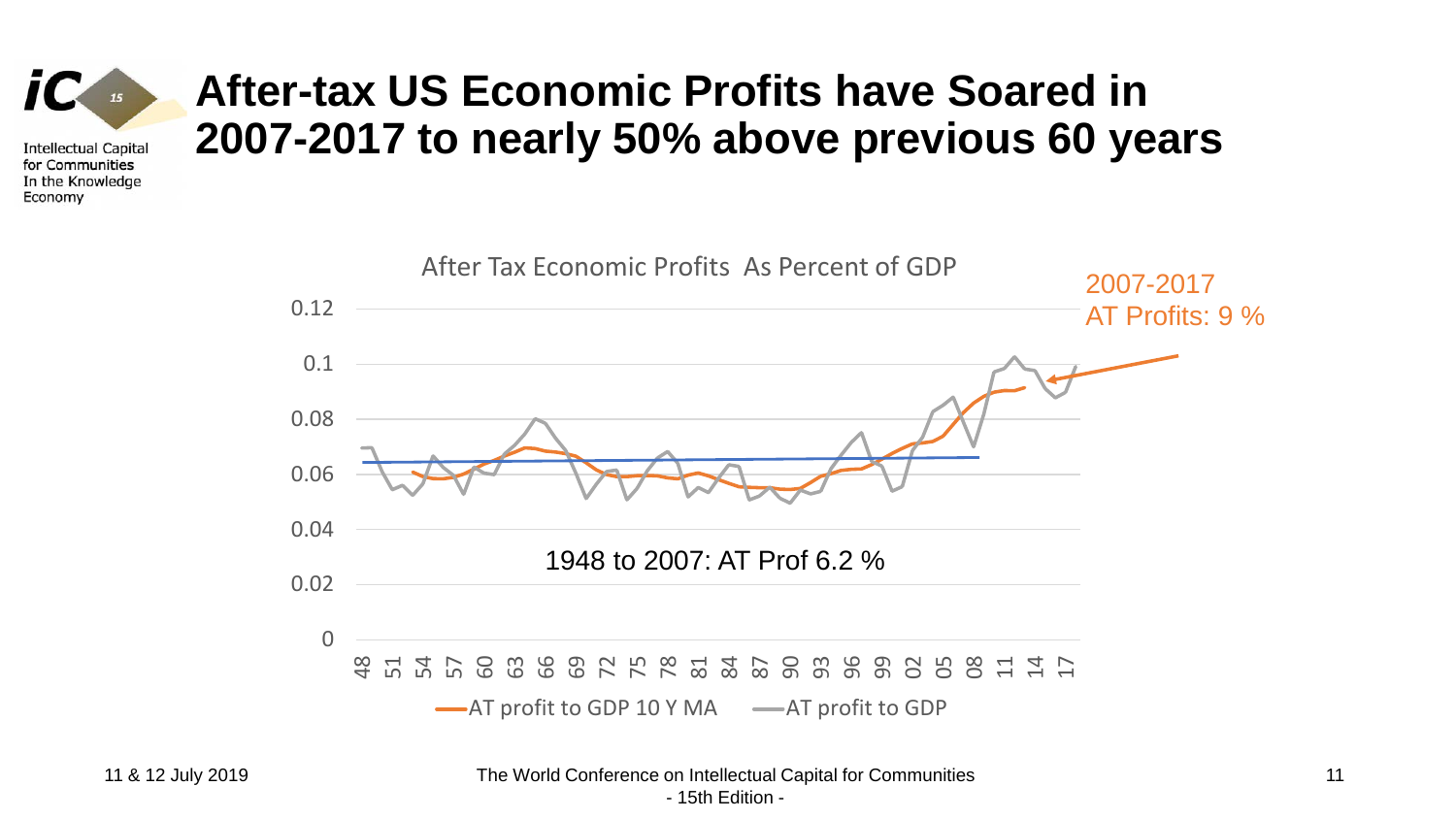# After-tax US Economic Profits have Soared in 2007-2017 to nearly 50% above previous 60 years

After Tax Economic Profits As Percent of GDP

2007-2017
AT Profits: 9 %

0.12
0.1
0.08
0.06
0.04
0.02
0

1948 to 2007: AT Prof 6.2 %

48 51 54 57 60 63 66 69 72 75 78 81 84 87 90 93 96 99 02 05 08 11 14 17

AT profit to GDP 10 Y MA
AT profit to GDP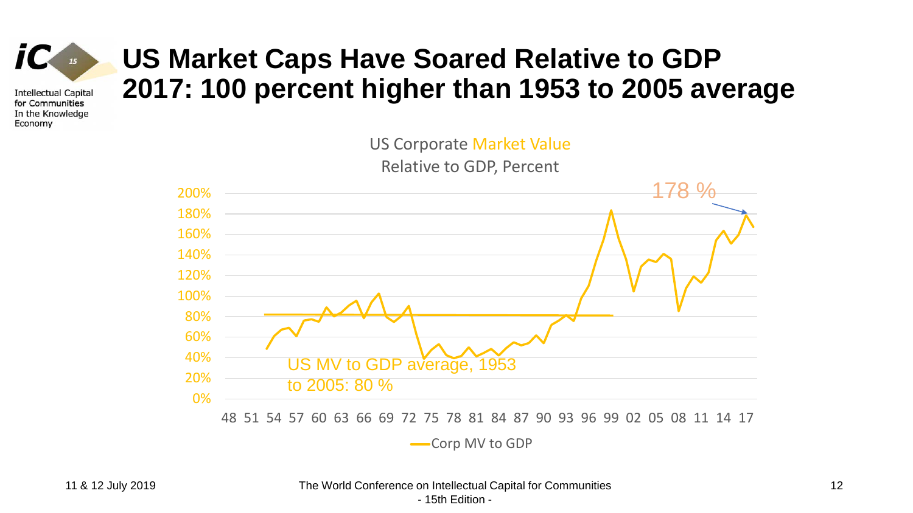# US Market Caps Have Soared Relative to GDP 2017: 100 percent higher than 1953 to 2005 average

US Corporate Market Value
Relative to GDP, Percent

178 %

200%
180%
160%
140%
120%
100%
80%
60%
40%
20%
0%

US MV to GDP average, 1953 to 2005: 80 %

48 51 54 57 60 63 66 69 72 75 78 81 84 87 90 93 96 99 02 05 08 11 14 17

Corp MV to GDP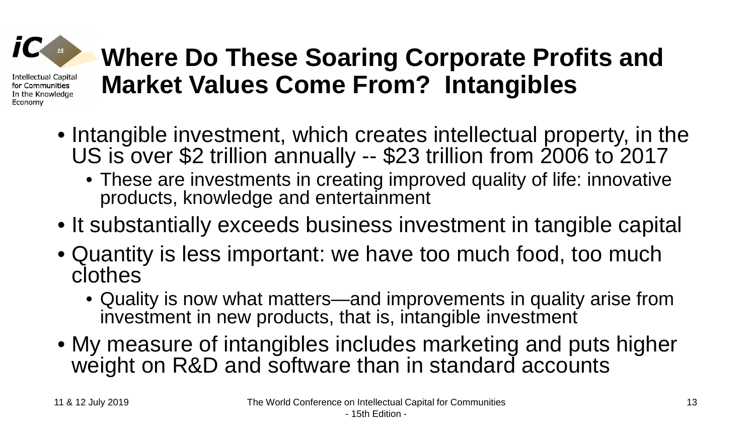# Where Do These Soaring Corporate Profits and Market Values Come From? Intangibles

- Intangible investment, which creates intellectual property, in the US is over $2 trillion annually -- $23 trillion from 2006 to 2017
  - These are investments in creating improved quality of life: innovative products, knowledge and entertainment
- It substantially exceeds business investment in tangible capital
- Quantity is less important: we have too much food, too much clothes
  - Quality is now what matters—and improvements in quality arise from investment in new products, that is, intangible investment
- My measure of intangibles includes marketing and puts higher weight on R&D and software than in standard accounts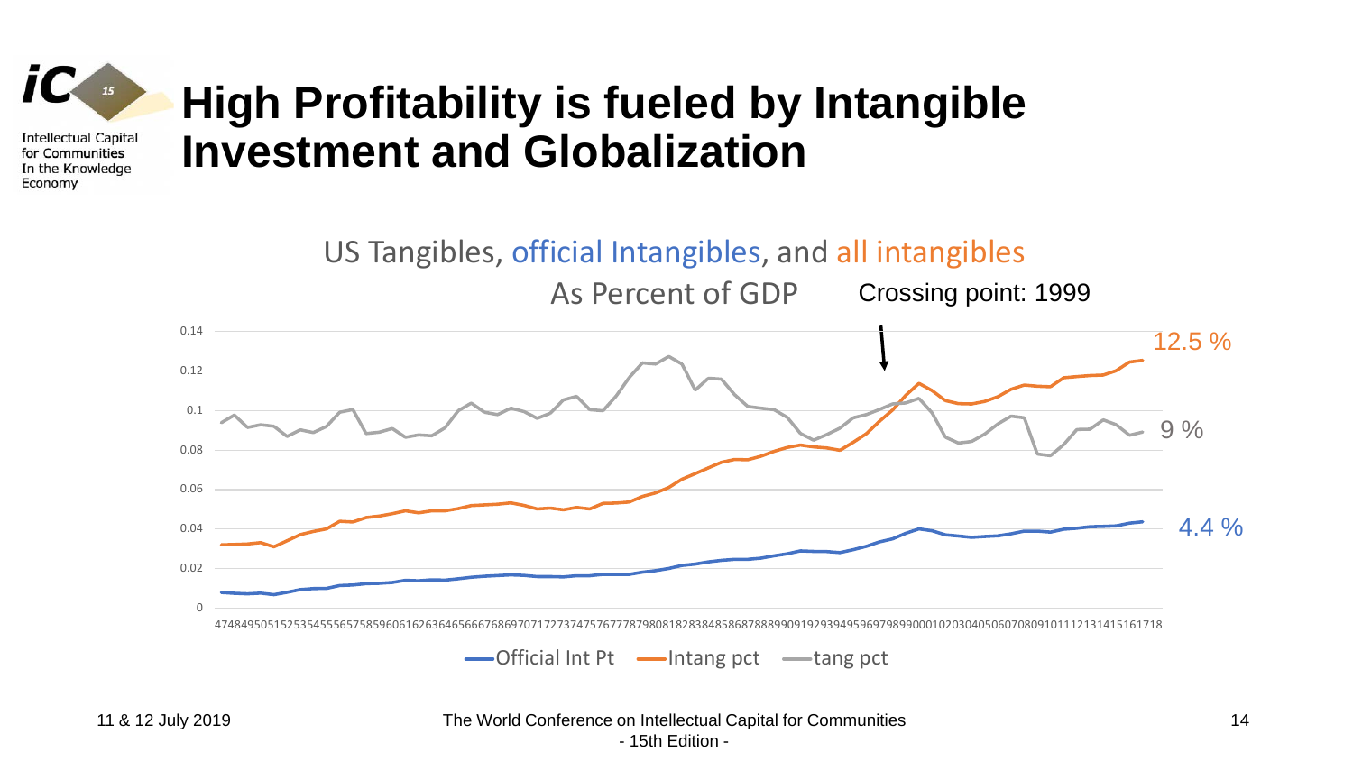# High Profitability is fueled by Intangible Investment and Globalization

US Tangibles, official Intangibles, and all intangibles

As Percent of GDP

Crossing point: 1999

0.14
0.12
0.1
0.08
0.06
0.04
0.02
0

12.5 %

9 %

4.4 %

474849505152535455565758596061626364656667686970717273747576777879808182838485868788899091929394959697989900010203040506070809101112131415161718

Official Int Pt
Intang pct
tang pct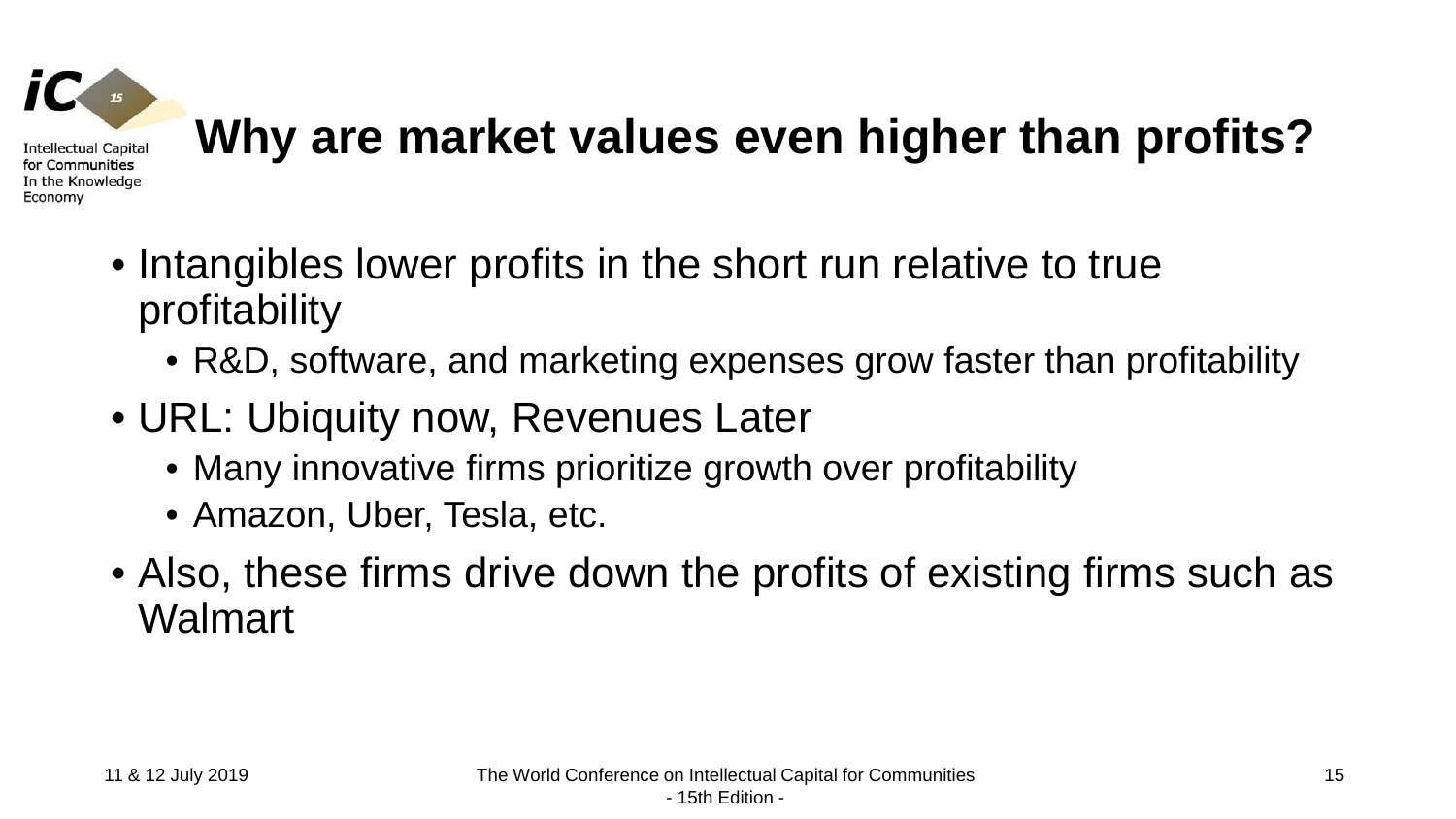# Why are market values even higher than profits?

- Intangibles lower profits in the short run relative to true profitability
  - R&D, software, and marketing expenses grow faster than profitability
- URL: Ubiquity now, Revenues Later
  - Many innovative firms prioritize growth over profitability
  - Amazon, Uber, Tesla, etc.
- Also, these firms drive down the profits of existing firms such as Walmart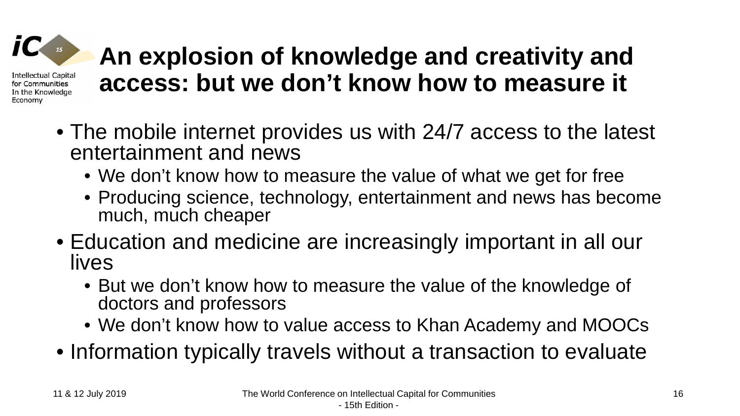# An explosion of knowledge and creativity and access: but we don't know how to measure it

- The mobile internet provides us with 24/7 access to the latest entertainment and news
  - We don't know how to measure the value of what we get for free
  - Producing science, technology, entertainment and news has become much, much cheaper
- Education and medicine are increasingly important in all our lives
  - But we don't know how to measure the value of the knowledge of doctors and professors
  - We don't know how to value access to Khan Academy and MOOCs
- Information typically travels without a transaction to evaluate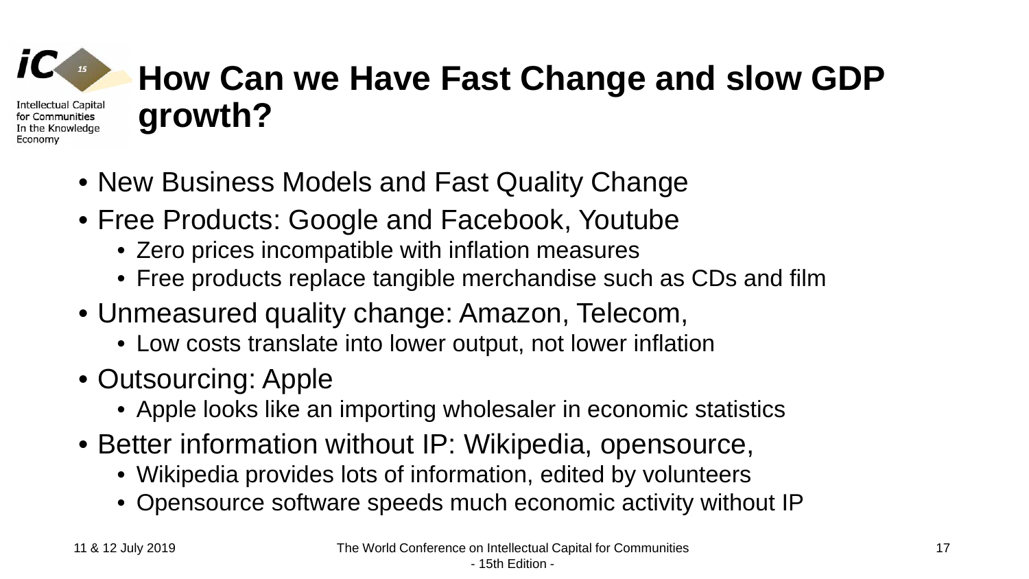# How Can we Have Fast Change and slow GDP growth?

- New Business Models and Fast Quality Change
- Free Products: Google and Facebook, Youtube
  - Zero prices incompatible with inflation measures
  - Free products replace tangible merchandise such as CDs and film
- Unmeasured quality change: Amazon, Telecom,
  - Low costs translate into lower output, not lower inflation
- Outsourcing: Apple
  - Apple looks like an importing wholesaler in economic statistics
- Better information without IP: Wikipedia, opensource,
  - Wikipedia provides lots of information, edited by volunteers
  - Opensource software speeds much economic activity without IP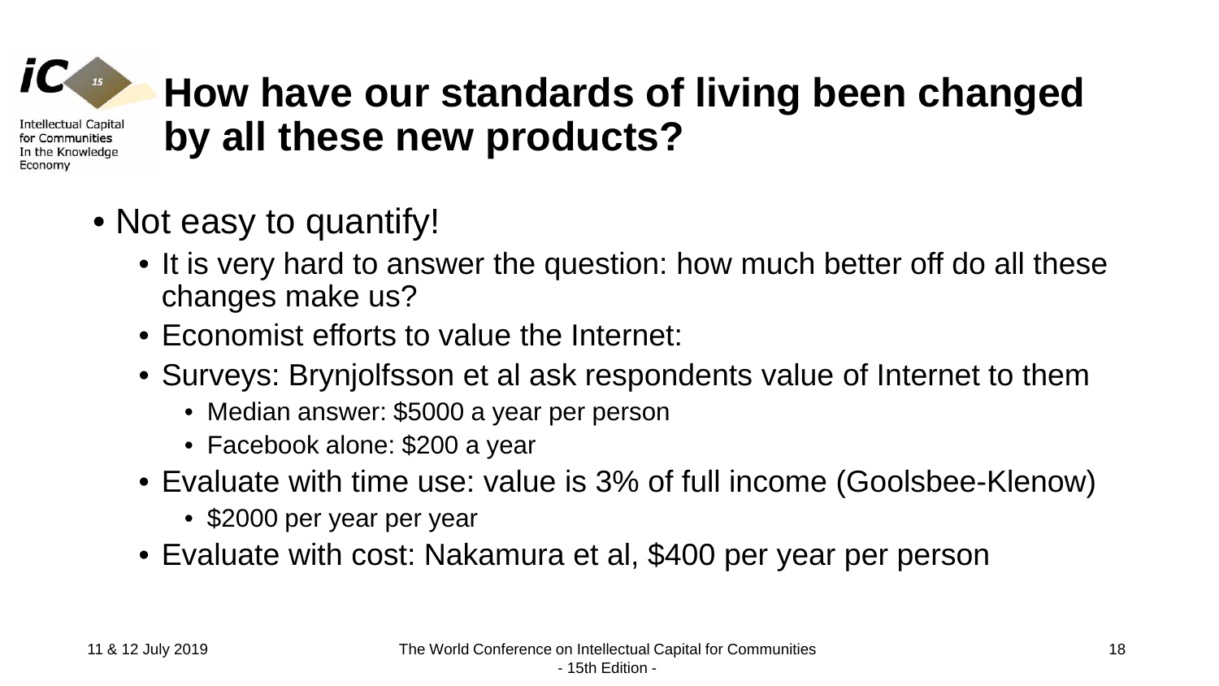# How have our standards of living been changed by all these new products?

- Not easy to quantify!
  - It is very hard to answer the question: how much better off do all these changes make us?
  - Economist efforts to value the Internet:
  - Surveys: Brynjolfsson et al ask respondents value of Internet to them
    - Median answer: $5000 a year per person
    - Facebook alone: $200 a year
  - Evaluate with time use: value is 3% of full income (Goolsbee-Klenow)
    - $2000 per year per year
  - Evaluate with cost: Nakamura et al, $400 per year per person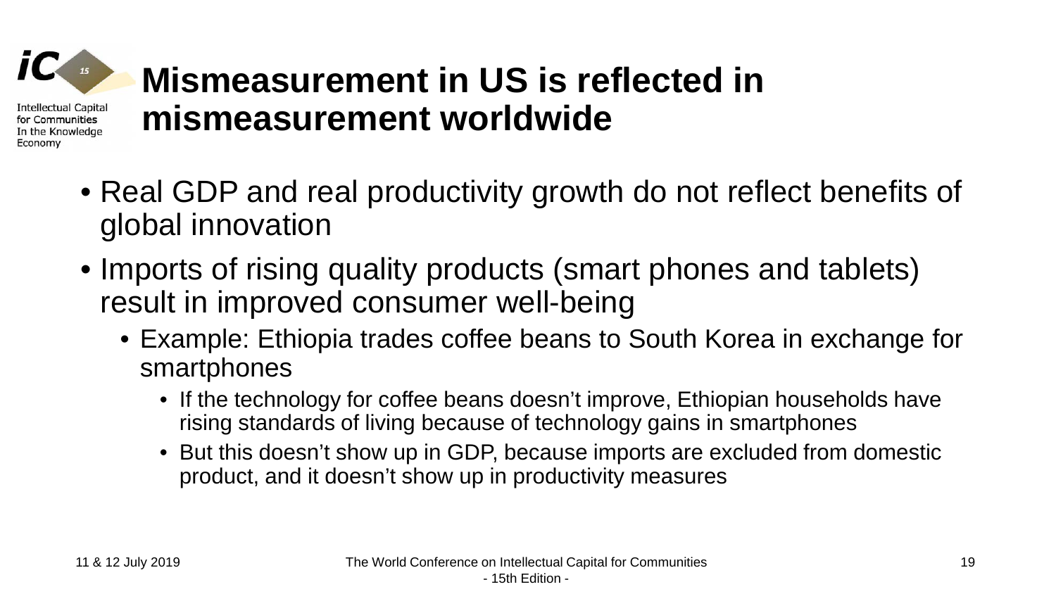# Mismeasurement in US is reflected in mismeasurement worldwide

- Real GDP and real productivity growth do not reflect benefits of global innovation
- Imports of rising quality products (smart phones and tablets) result in improved consumer well-being
  - Example: Ethiopia trades coffee beans to South Korea in exchange for smartphones
    - If the technology for coffee beans doesn't improve, Ethiopian households have rising standards of living because of technology gains in smartphones
    - But this doesn't show up in GDP, because imports are excluded from domestic product, and it doesn't show up in productivity measures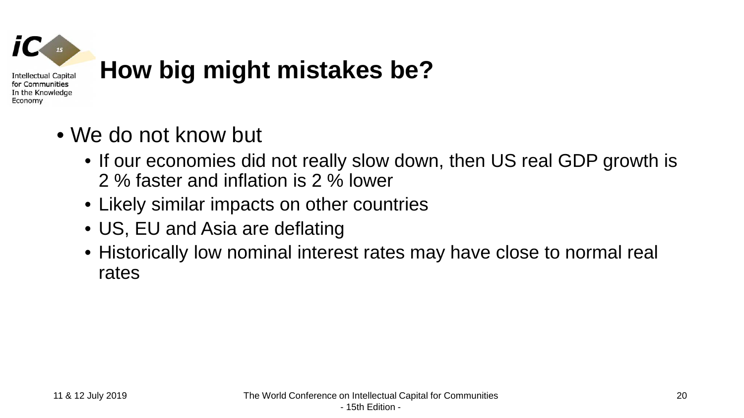# How big might mistakes be?

- We do not know but
  - If our economies did not really slow down, then US real GDP growth is 2 % faster and inflation is 2 % lower
  - Likely similar impacts on other countries
  - US, EU and Asia are deflating
  - Historically low nominal interest rates may have close to normal real rates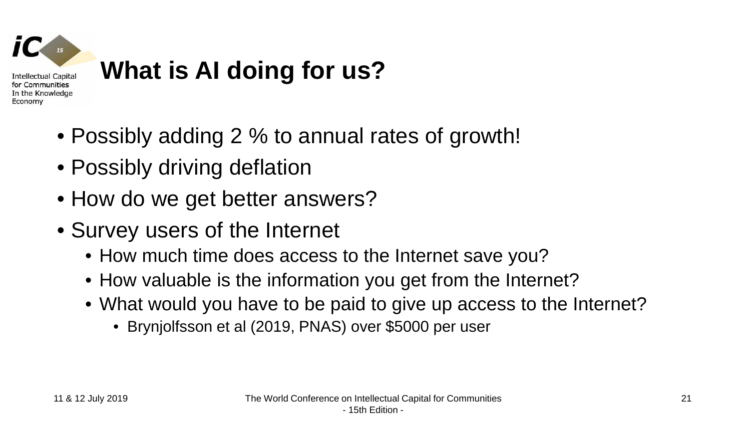# What is AI doing for us?

- Possibly adding 2 % to annual rates of growth!
- Possibly driving deflation
- How do we get better answers?
- Survey users of the Internet
  - How much time does access to the Internet save you?
  - How valuable is the information you get from the Internet?
  - What would you have to be paid to give up access to the Internet?
    - Brynjolfsson et al (2019, PNAS) over $5000 per user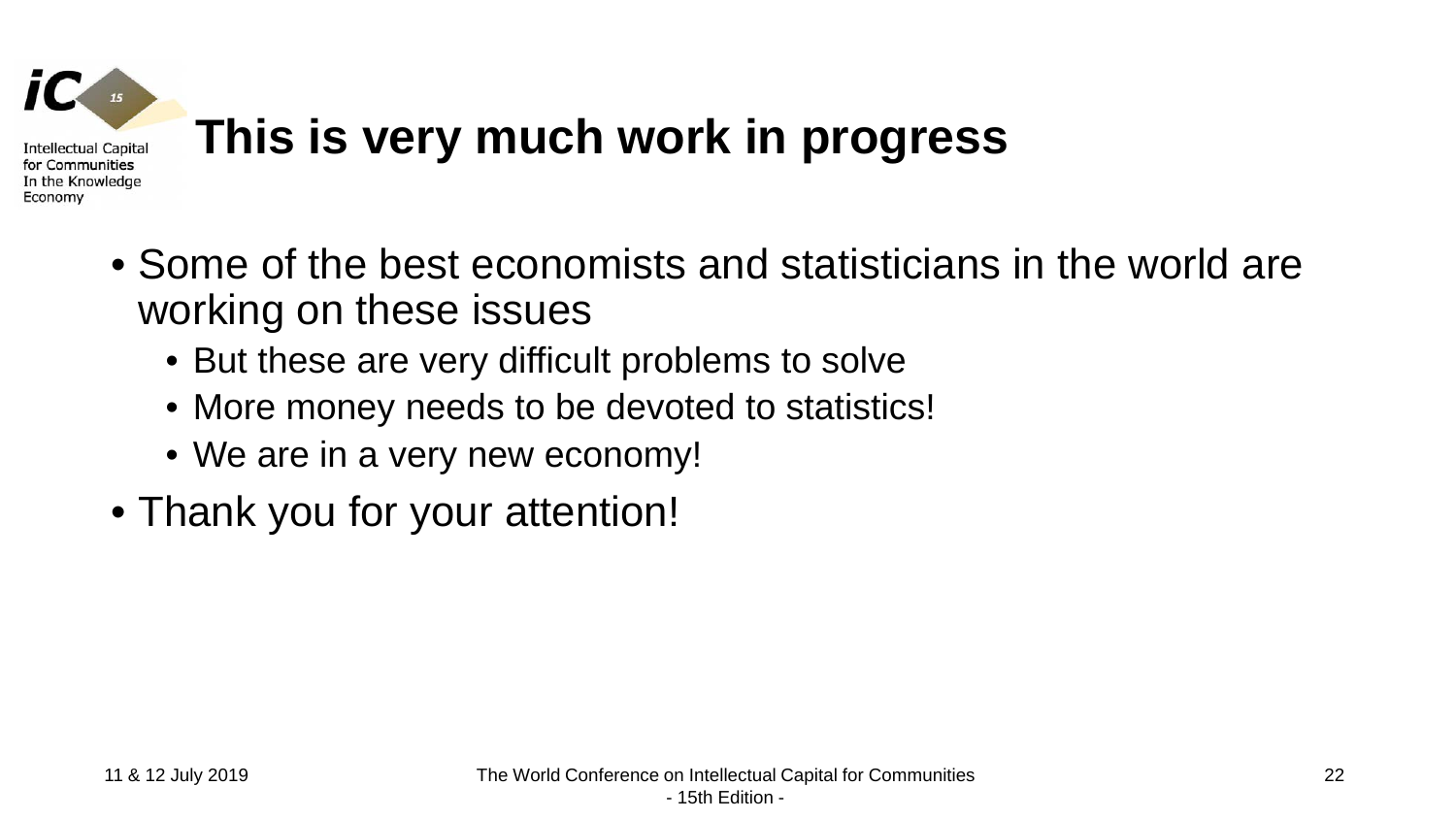# This is very much work in progress

- Some of the best economists and statisticians in the world are working on these issues
  - But these are very difficult problems to solve
  - More money needs to be devoted to statistics!
  - We are in a very new economy!
- Thank you for your attention!